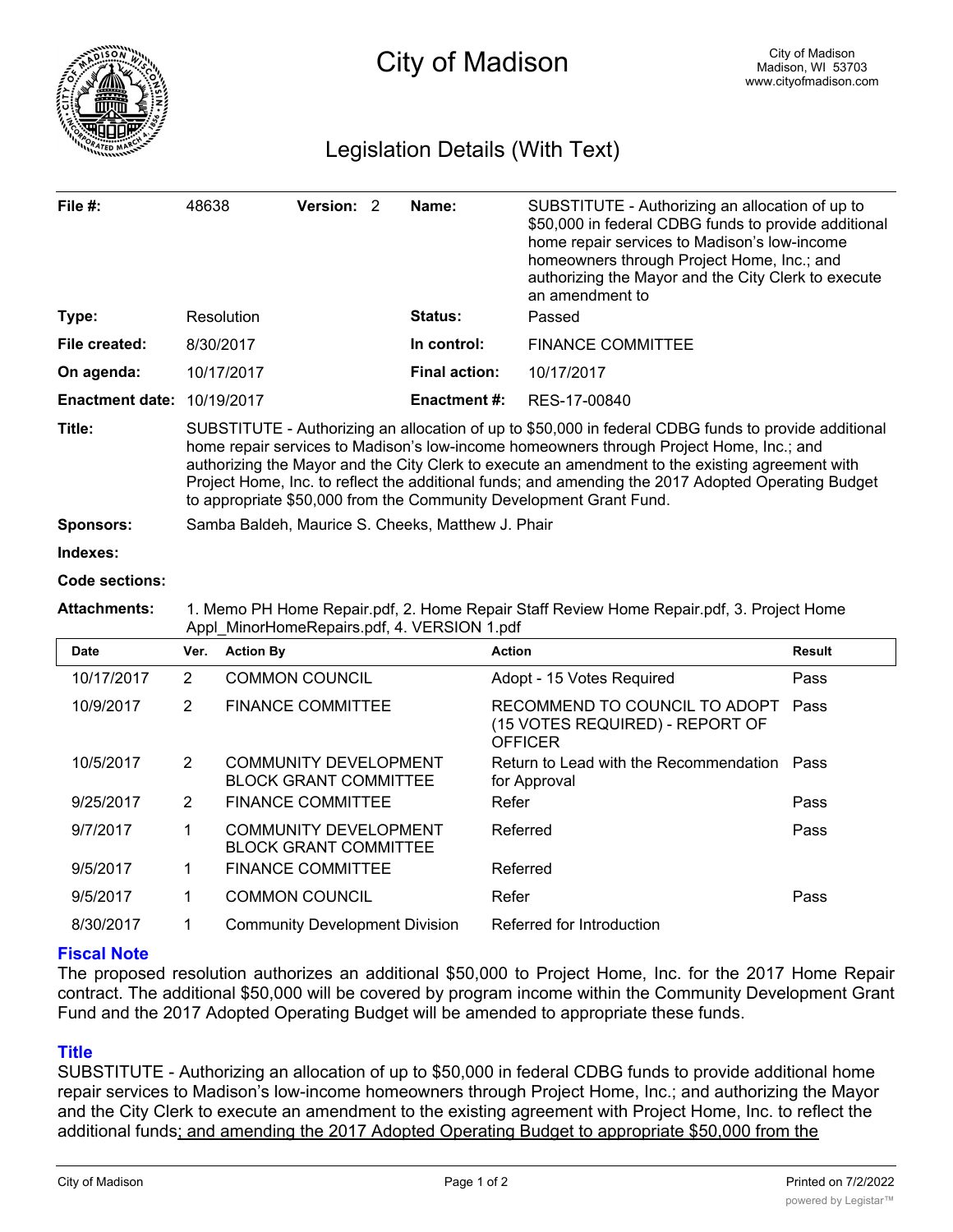# City of Madison

City of Madison
Madison, WI 53703
www.cityofmadison.com

## Legislation Details (With Text)

| | | | |
|---|---|---|---|
| **File #:** | 48638 **Version:** 2 | **Name:** | SUBSTITUTE - Authorizing an allocation of up to $50,000 in federal CDBG funds to provide additional home repair services to Madison's low-income homeowners through Project Home, Inc.; and authorizing the Mayor and the City Clerk to execute an amendment to |
| **Type:** | Resolution | **Status:** | Passed |
| **File created:** | 8/30/2017 | **In control:** | FINANCE COMMITTEE |
| **On agenda:** | 10/17/2017 | **Final action:** | 10/17/2017 |
| **Enactment date:** | 10/19/2017 | **Enactment #:** | RES-17-00840 |

**Title:** SUBSTITUTE - Authorizing an allocation of up to $50,000 in federal CDBG funds to provide additional home repair services to Madison's low-income homeowners through Project Home, Inc.; and authorizing the Mayor and the City Clerk to execute an amendment to the existing agreement with Project Home, Inc. to reflect the additional funds; and amending the 2017 Adopted Operating Budget to appropriate $50,000 from the Community Development Grant Fund.

**Sponsors:** Samba Baldeh, Maurice S. Cheeks, Matthew J. Phair

**Indexes:**

**Code sections:**

**Attachments:** 1. Memo PH Home Repair.pdf, 2. Home Repair Staff Review Home Repair.pdf, 3. Project Home Appl_MinorHomeRepairs.pdf, 4. VERSION 1.pdf

| Date | Ver. | Action By | Action | Result |
|---|---|---|---|---|
| 10/17/2017 | 2 | COMMON COUNCIL | Adopt - 15 Votes Required | Pass |
| 10/9/2017 | 2 | FINANCE COMMITTEE | RECOMMEND TO COUNCIL TO ADOPT (15 VOTES REQUIRED) - REPORT OF OFFICER | Pass |
| 10/5/2017 | 2 | COMMUNITY DEVELOPMENT BLOCK GRANT COMMITTEE | Return to Lead with the Recommendation for Approval | Pass |
| 9/25/2017 | 2 | FINANCE COMMITTEE | Refer | Pass |
| 9/7/2017 | 1 | COMMUNITY DEVELOPMENT BLOCK GRANT COMMITTEE | Referred | Pass |
| 9/5/2017 | 1 | FINANCE COMMITTEE | Referred | |
| 9/5/2017 | 1 | COMMON COUNCIL | Refer | Pass |
| 8/30/2017 | 1 | Community Development Division | Referred for Introduction | |

### Fiscal Note

The proposed resolution authorizes an additional $50,000 to Project Home, Inc. for the 2017 Home Repair contract. The additional $50,000 will be covered by program income within the Community Development Grant Fund and the 2017 Adopted Operating Budget will be amended to appropriate these funds.

### Title

SUBSTITUTE - Authorizing an allocation of up to $50,000 in federal CDBG funds to provide additional home repair services to Madison's low-income homeowners through Project Home, Inc.; and authorizing the Mayor and the City Clerk to execute an amendment to the existing agreement with Project Home, Inc. to reflect the additional funds<u>; and amending the 2017 Adopted Operating Budget to appropriate $50,000 from the</u>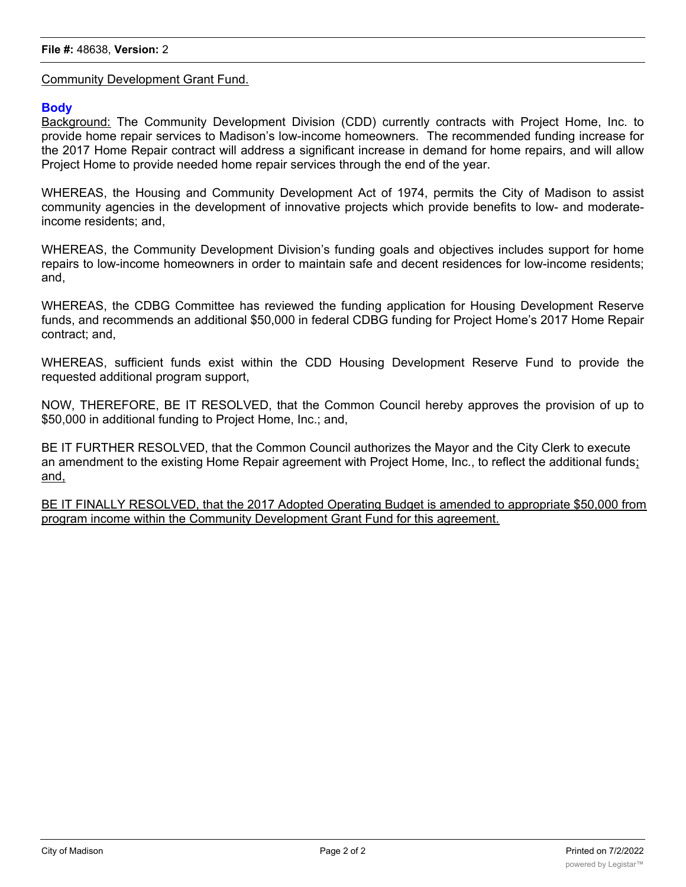Community Development Grant Fund.

## Body

Background: The Community Development Division (CDD) currently contracts with Project Home, Inc. to provide home repair services to Madison's low-income homeowners. The recommended funding increase for the 2017 Home Repair contract will address a significant increase in demand for home repairs, and will allow Project Home to provide needed home repair services through the end of the year.

WHEREAS, the Housing and Community Development Act of 1974, permits the City of Madison to assist community agencies in the development of innovative projects which provide benefits to low- and moderate-income residents; and,

WHEREAS, the Community Development Division's funding goals and objectives includes support for home repairs to low-income homeowners in order to maintain safe and decent residences for low-income residents; and,

WHEREAS, the CDBG Committee has reviewed the funding application for Housing Development Reserve funds, and recommends an additional $50,000 in federal CDBG funding for Project Home's 2017 Home Repair contract; and,

WHEREAS, sufficient funds exist within the CDD Housing Development Reserve Fund to provide the requested additional program support,

NOW, THEREFORE, BE IT RESOLVED, that the Common Council hereby approves the provision of up to $50,000 in additional funding to Project Home, Inc.; and,

BE IT FURTHER RESOLVED, that the Common Council authorizes the Mayor and the City Clerk to execute an amendment to the existing Home Repair agreement with Project Home, Inc., to reflect the additional funds; and,

BE IT FINALLY RESOLVED, that the 2017 Adopted Operating Budget is amended to appropriate $50,000 from program income within the Community Development Grant Fund for this agreement.